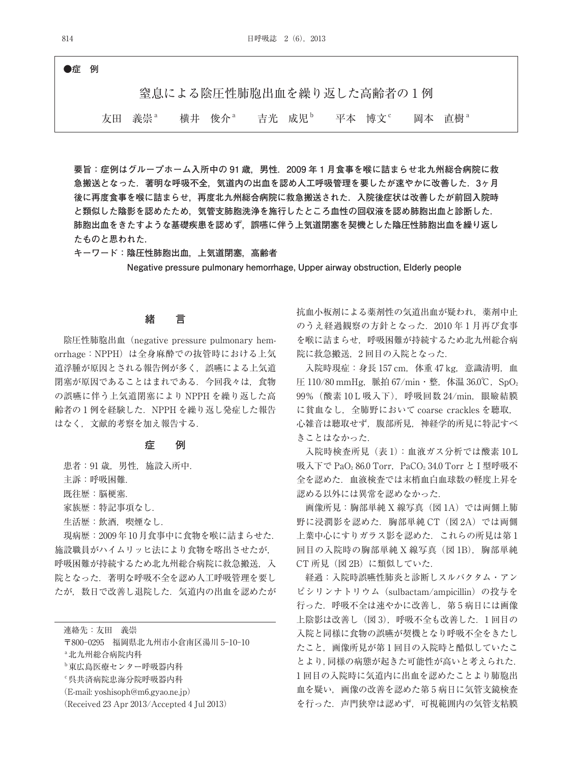●症　例

# 窒息による陰圧性肺胞出血を繰り返した高齢者の1例

友田　義崇[a]　　横井　俊介[a]　　吉光　成児[b]　　平本　博文[c]　　岡本　直樹[a]

**要旨：症例はグループホーム入所中の91歳，男性．2009年1月食事を喉に詰まらせ北九州総合病院に救急搬送となった．著明な呼吸不全，気道内の出血を認め人工呼吸管理を要したが速やかに改善した．3ヶ月後に再度食事を喉に詰まらせ，再度北九州総合病院に救急搬送された．入院後症状は改善したが前回入院時と類似した陰影を認めたため，気管支肺胞洗浄を施行したところ血性の回収液を認め肺胞出血と診断した．肺胞出血をきたすような基礎疾患を認めず，誤嚥に伴う上気道閉塞を契機とした陰圧性肺胞出血を繰り返したものと思われた．**

**キーワード：陰圧性肺胞出血，上気道閉塞，高齢者**

**Negative pressure pulmonary hemorrhage, Upper airway obstruction, Elderly people**

## 緒　言

陰圧性肺胞出血（negative pressure pulmonary hemorrhage：NPPH）は全身麻酔での抜管時における上気道浮腫が原因とされる報告例が多く，誤嚥による上気道閉塞が原因であることはまれである．今回我々は，食物の誤嚥に伴う上気道閉塞によりNPPHを繰り返した高齢者の1例を経験した．NPPHを繰り返し発症した報告はなく，文献的考察を加え報告する．

## 症　例

患者：91歳，男性，施設入所中．

主訴：呼吸困難．

既往歴：脳梗塞．

家族歴：特記事項なし．

生活歴：飲酒，喫煙なし．

現病歴：2009年10月食事中に食物を喉に詰まらせた．施設職員がハイムリッヒ法により食物を喀出させたが，呼吸困難が持続するため北九州総合病院に救急搬送，入院となった．著明な呼吸不全を認め人工呼吸管理を要したが，数日で改善し退院した．気道内の出血を認めたが抗血小板剤による薬剤性の気道出血が疑われ，薬剤中止のうえ経過観察の方針となった．2010年1月再び食事を喉に詰まらせ，呼吸困難が持続するため北九州総合病院に救急搬送，2回目の入院となった．

入院時現症：身長157 cm，体重47 kg，意識清明，血圧110/80 mmHg，脈拍67/min・整，体温36.0℃，$SpO_2$ 99%（酸素10 L吸入下），呼吸回数24/min，眼瞼結膜に貧血なし，全肺野においてcoarse cracklesを聴取，心雑音は聴取せず，腹部所見，神経学的所見に特記すべきことはなかった．

入院時検査所見（表1）：血液ガス分析では酸素10 L吸入下で$PaO_2$ 86.0 Torr，$PaCO_2$ 34.0 TorrとI型呼吸不全を認めた．血液検査では末梢血白血球数の軽度上昇を認める以外には異常を認めなかった．

画像所見：胸部単純X線写真（図1A）では両側上肺野に浸潤影を認めた．胸部単純CT（図2A）では両側上葉中心にすりガラス影を認めた．これらの所見は第1回目の入院時の胸部単純X線写真（図1B），胸部単純CT所見（図2B）に類似していた．

経過：入院時誤嚥性肺炎と診断しスルバクタム・アンピシリンナトリウム（sulbactam/ampicillin）の投与を行った．呼吸不全は速やかに改善し，第5病日には画像上陰影は改善し（図3），呼吸不全も改善した．1回目の入院と同様に食物の誤嚥が契機となり呼吸不全をきたしたこと，画像所見が第1回目の入院時と酷似していたことより，同様の病態が起きた可能性が高いと考えられた．1回目の入院時に気道内に出血を認めたことより肺胞出血を疑い，画像の改善を認めた第5病日に気管支鏡検査を行った．声門狭窄は認めず，可視範囲内の気管支粘膜

---

連絡先：友田　義崇

〒800-0295　福岡県北九州市小倉南区湯川5-10-10

[a]北九州総合病院内科

[b]東広島医療センター呼吸器内科

[c]呉共済病院忠海分院呼吸器内科

（E-mail: yoshisoph@m6.gyao.ne.jp）

（Received 23 Apr 2013/Accepted 4 Jul 2013）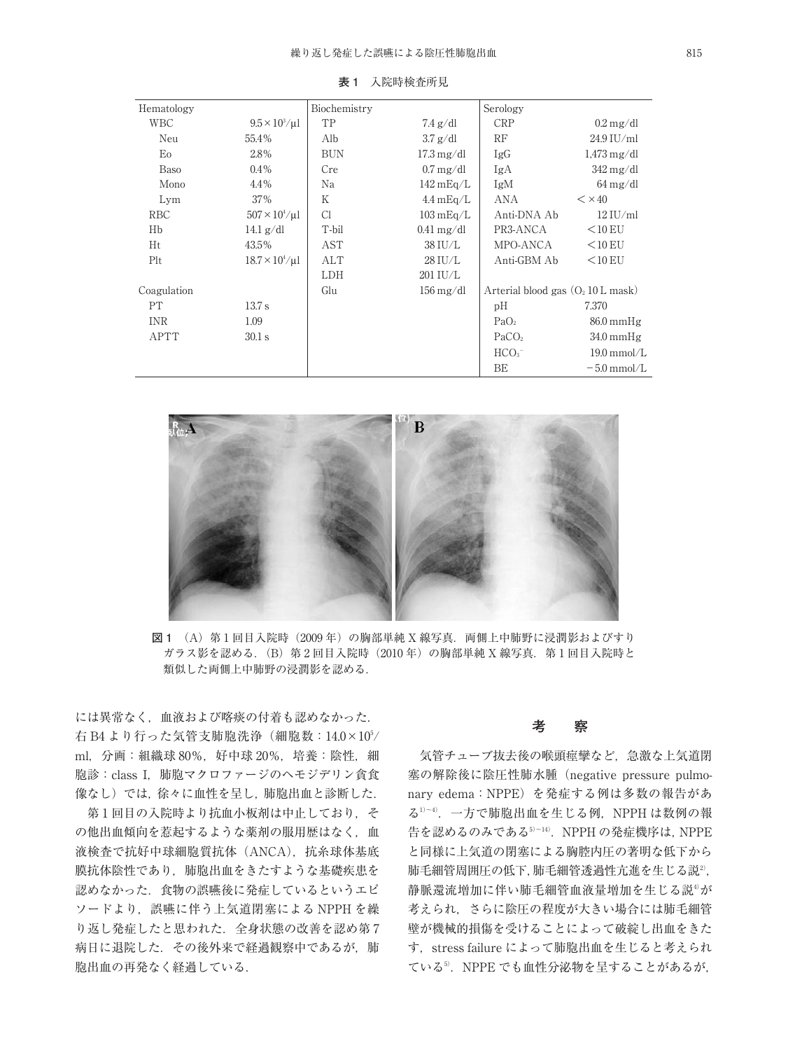**表 1　入院時検査所見**

| Hematology | | Biochemistry | | Serology | |
|---|---|---|---|---|---|
| WBC | $9.5\times10^3/\mu l$ | TP | 7.4 g/dl | CRP | 0.2 mg/dl |
| Neu | 55.4% | Alb | 3.7 g/dl | RF | 24.9 IU/ml |
| Eo | 2.8% | BUN | 17.3 mg/dl | IgG | 1,473 mg/dl |
| Baso | 0.4% | Cre | 0.7 mg/dl | IgA | 342 mg/dl |
| Mono | 4.4% | Na | 142 mEq/L | IgM | 64 mg/dl |
| Lym | 37% | K | 4.4 mEq/L | ANA | $<\times40$ |
| RBC | $507\times10^4/\mu l$ | Cl | 103 mEq/L | Anti-DNA Ab | 12 IU/ml |
| Hb | 14.1 g/dl | T-bil | 0.41 mg/dl | PR3-ANCA | <10 EU |
| Ht | 43.5% | AST | 38 IU/L | MPO-ANCA | <10 EU |
| Plt | $18.7\times10^4/\mu l$ | ALT | 28 IU/L | Anti-GBM Ab | <10 EU |
| | | LDH | 201 IU/L | | |
| Coagulation | | Glu | 156 mg/dl | Arterial blood gas ($O_2$ 10 L mask) | |
| PT | 13.7 s | | | pH | 7.370 |
| INR | 1.09 | | | $PaO_2$ | 86.0 mmHg |
| APTT | 30.1 s | | | $PaCO_2$ | 34.0 mmHg |
| | | | | $HCO_3^-$ | 19.0 mmol/L |
| | | | | BE | −5.0 mmol/L |

**図 1**　(A) 第 1 回目入院時 (2009 年) の胸部単純 X 線写真．両側上中肺野に浸潤影およびすりガラス影を認める．(B) 第 2 回目入院時 (2010 年) の胸部単純 X 線写真．第 1 回目入院時と類似した両側上中肺野の浸潤影を認める．

には異常なく，血液および喀痰の付着も認めなかった．右 B4 より行った気管支肺胞洗浄（細胞数：$14.0\times10^5$/ml，分画：組織球 80%，好中球 20%，培養：陰性，細胞診：class I，肺胞マクロファージのヘモジデリン貪食像なし）では，徐々に血性を呈し，肺胞出血と診断した．

第 1 回目の入院時より抗血小板剤は中止しており，その他出血傾向を惹起するような薬剤の服用歴はなく，血液検査で抗好中球細胞質抗体（ANCA），抗糸球体基底膜抗体陰性であり，肺胞出血をきたすような基礎疾患を認めなかった．食物の誤嚥後に発症しているというエピソードより，誤嚥に伴う上気道閉塞による NPPH を繰り返し発症したと思われた．全身状態の改善を認め第 7 病日に退院した．その後外来で経過観察中であるが，肺胞出血の再発なく経過している．

## 考　察

気管チューブ抜去後の喉頭痙攣など，急激な上気道閉塞の解除後に陰圧性肺水腫（negative pressure pulmonary edema：NPPE）を発症する例は多数の報告がある[1)~4)]．一方で肺胞出血を生じる例，NPPH は数例の報告を認めるのみである[5)~14)]．NPPH の発症機序は，NPPE と同様に上気道の閉塞による胸腔内圧の著明な低下から肺毛細管周囲圧の低下，肺毛細管透過性亢進を生じる説[2)]，静脈還流増加に伴い肺毛細管血液量増加を生じる説[4)]が考えられ，さらに陰圧の程度が大きい場合には肺毛細管壁が機械的損傷を受けることによって破綻し出血をきたす，stress failure によって肺胞出血を生じると考えられている[5)]．NPPE でも血性分泌物を呈することがあるが，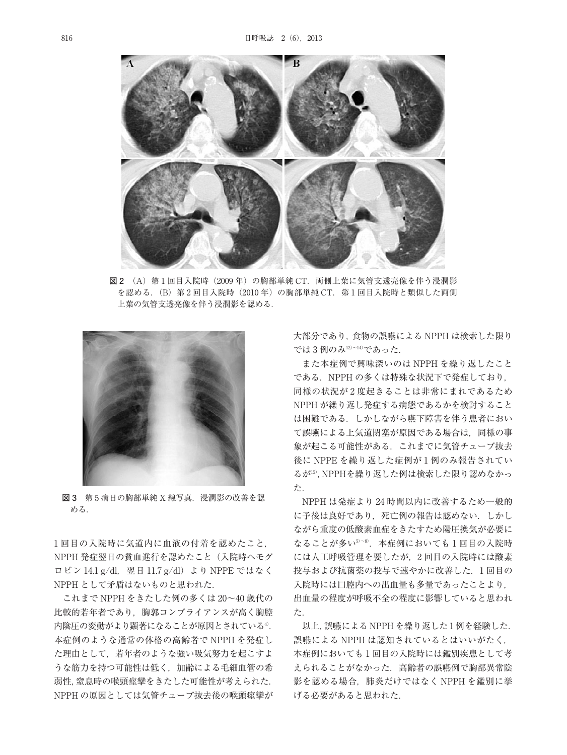図2 （A）第1回目入院時（2009年）の胸部単純CT．両側上葉に気管支透亮像を伴う浸潤影を認める．（B）第2回目入院時（2010年）の胸部単純CT．第1回目入院時と類似した両側上葉の気管支透亮像を伴う浸潤影を認める．

図3 第5病日の胸部単純X線写真．浸潤影の改善を認める．

1回目の入院時に気道内に血液の付着を認めたこと，NPPH発症翌日の貧血進行を認めたこと（入院時ヘモグロビン14.1 g/dl，翌日11.7 g/dl）よりNPPEではなくNPPHとして矛盾はないものと思われた．

これまでNPPHをきたした例の多くは20～40歳代の比較的若年者であり，胸郭コンプライアンスが高く胸腔内陰圧の変動がより顕著になることが原因とされている[4]．本症例のような通常の体格の高齢者でNPPHを発症した理由として，若年者のような強い吸気努力を起こすような筋力を持つ可能性は低く，加齢による毛細血管の脆弱性，窒息時の喉頭痙攣をきたした可能性が考えられた．NPPHの原因としては気管チューブ抜去後の喉頭痙攣が大部分であり，食物の誤嚥によるNPPHは検索した限りでは3例のみ[12)～14)]であった．

また本症例で興味深いのはNPPHを繰り返したことである．NPPHの多くは特殊な状況下で発症しており，同様の状況が2度起きることは非常にまれであるためNPPHが繰り返し発症する病態であるかを検討することは困難である．しかしながら嚥下障害を伴う患者において誤嚥による上気道閉塞が原因である場合は，同様の事象が起こる可能性がある．これまでに気管チューブ抜去後にNPPEを繰り返した症例が1例のみ報告されているが[15)]，NPPHを繰り返した例は検索した限り認めなかった．

NPPHは発症より24時間以内に改善するため一般的に予後は良好であり，死亡例の報告は認めない．しかしながら重度の低酸素血症をきたすため陽圧換気が必要になることが多い[5)～8)]．本症例においても1回目の入院時には人工呼吸管理を要したが，2回目の入院時には酸素投与および抗菌薬の投与で速やかに改善した．1回目の入院時には口腔内への出血量も多量であったことより，出血量の程度が呼吸不全の程度に影響していると思われた．

以上，誤嚥によるNPPHを繰り返した1例を経験した．誤嚥によるNPPHは認知されているとはいいがたく，本症例においても1回目の入院時には鑑別疾患として考えられることがなかった．高齢者の誤嚥例で胸部異常陰影を認める場合，肺炎だけではなくNPPHを鑑別に挙げる必要があると思われた．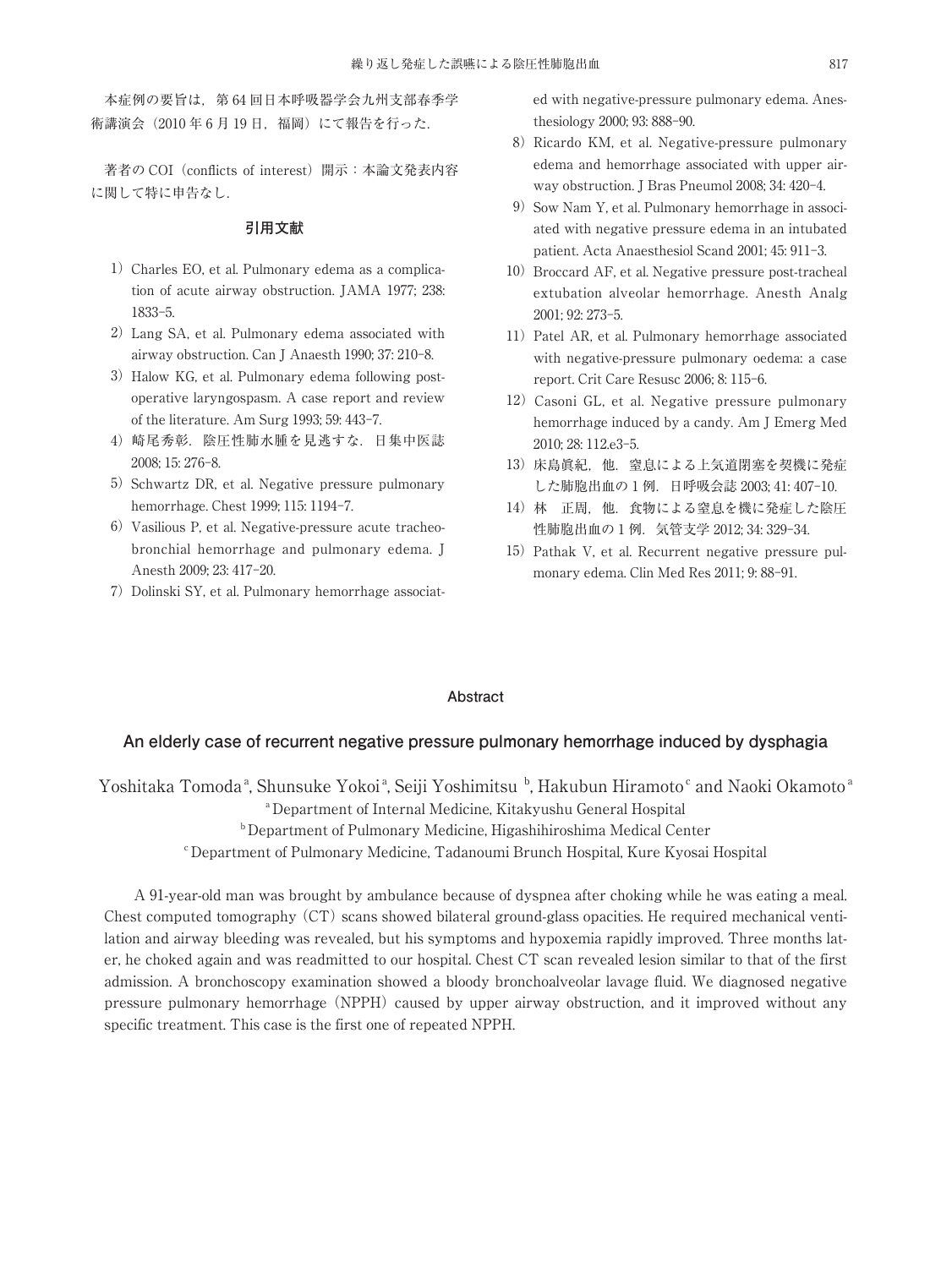本症例の要旨は，第 64 回日本呼吸器学会九州支部春季学術講演会（2010 年 6 月 19 日，福岡）にて報告を行った．

著者の COI（conflicts of interest）開示：本論文発表内容に関して特に申告なし．

## 引用文献

1）Charles EO, et al. Pulmonary edema as a complication of acute airway obstruction. JAMA 1977; 238: 1833–5.
2）Lang SA, et al. Pulmonary edema associated with airway obstruction. Can J Anaesth 1990; 37: 210–8.
3）Halow KG, et al. Pulmonary edema following postoperative laryngospasm. A case report and review of the literature. Am Surg 1993; 59: 443–7.
4）崎尾秀彰．陰圧性肺水腫を見逃すな．日集中医誌 2008; 15: 276–8.
5）Schwartz DR, et al. Negative pressure pulmonary hemorrhage. Chest 1999; 115: 1194–7.
6）Vasilious P, et al. Negative-pressure acute tracheobronchial hemorrhage and pulmonary edema. J Anesth 2009; 23: 417–20.
7）Dolinski SY, et al. Pulmonary hemorrhage associated with negative-pressure pulmonary edema. Anesthesiology 2000; 93: 888–90.
8）Ricardo KM, et al. Negative-pressure pulmonary edema and hemorrhage associated with upper airway obstruction. J Bras Pneumol 2008; 34: 420–4.
9）Sow Nam Y, et al. Pulmonary hemorrhage in associated with negative pressure edema in an intubated patient. Acta Anaesthesiol Scand 2001; 45: 911–3.
10）Broccard AF, et al. Negative pressure post-tracheal extubation alveolar hemorrhage. Anesth Analg 2001; 92: 273–5.
11）Patel AR, et al. Pulmonary hemorrhage associated with negative-pressure pulmonary oedema: a case report. Crit Care Resusc 2006; 8: 115–6.
12）Casoni GL, et al. Negative pressure pulmonary hemorrhage induced by a candy. Am J Emerg Med 2010; 28: 112.e3–5.
13）床島眞紀，他．窒息による上気道閉塞を契機に発症した肺胞出血の 1 例．日呼吸会誌 2003; 41: 407–10.
14）林　正周，他．食物による窒息を機に発症した陰圧性肺胞出血の 1 例．気管支学 2012; 34: 329–34.
15）Pathak V, et al. Recurrent negative pressure pulmonary edema. Clin Med Res 2011; 9: 88–91.

## Abstract

### An elderly case of recurrent negative pressure pulmonary hemorrhage induced by dysphagia

Yoshitaka Tomoda[a], Shunsuke Yokoi[a], Seiji Yoshimitsu [b], Hakubun Hiramoto[c] and Naoki Okamoto[a]

[a] Department of Internal Medicine, Kitakyushu General Hospital
[b] Department of Pulmonary Medicine, Higashihiroshima Medical Center
[c] Department of Pulmonary Medicine, Tadanoumi Brunch Hospital, Kure Kyosai Hospital

A 91-year-old man was brought by ambulance because of dyspnea after choking while he was eating a meal. Chest computed tomography (CT) scans showed bilateral ground-glass opacities. He required mechanical ventilation and airway bleeding was revealed, but his symptoms and hypoxemia rapidly improved. Three months later, he choked again and was readmitted to our hospital. Chest CT scan revealed lesion similar to that of the first admission. A bronchoscopy examination showed a bloody bronchoalveolar lavage fluid. We diagnosed negative pressure pulmonary hemorrhage (NPPH) caused by upper airway obstruction, and it improved without any specific treatment. This case is the first one of repeated NPPH.